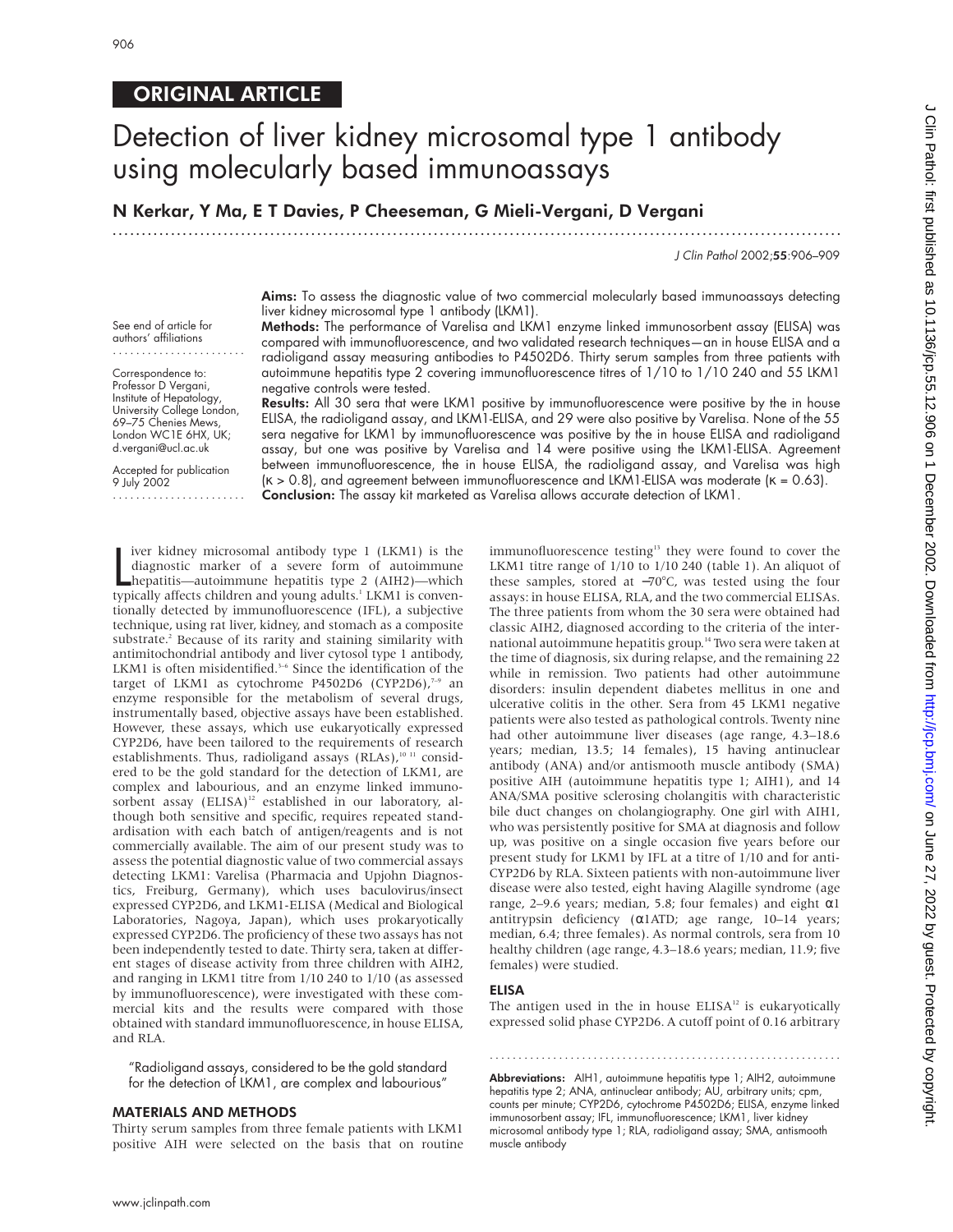ORIGINAL ARTICLE

# Detection of liver kidney microsomal type 1 antibody using molecularly based immunoassays

**N Kerkar, Y Ma, E T Davies, P Cheeseman, G Mieli-Vergani, D Vergani**

See end of article for authors' affiliations

Correspondence to: Professor D Vergani, Institute of Hepatology, University College London, 69–75 Chenies Mews, London WC1E 6HX, UK; d.vergani@ucl.ac.uk

Accepted for publication 9 July 2002

**Aims:** To assess the diagnostic value of two commercial molecularly based immunoassays detecting liver kidney microsomal type 1 antibody (LKM1).

**Methods:** The performance of Varelisa and LKM1 enzyme linked immunosorbent assay (ELISA) was compared with immunofluorescence, and two validated research techniques—an in house ELISA and a radioligand assay measuring antibodies to P4502D6. Thirty serum samples from three patients with autoimmune hepatitis type 2 covering immunofluorescence titres of 1/10 to 1/10 240 and 55 LKM1 negative controls were tested.

**Results:** All 30 sera that were LKM1 positive by immunofluorescence were positive by the in house ELISA, the radioligand assay, and LKM1-ELISA, and 29 were also positive by Varelisa. None of the 55 sera negative for LKM1 by immunofluorescence was positive by the in house ELISA and radioligand assay, but one was positive by Varelisa and 14 were positive using the LKM1-ELISA. Agreement between immunofluorescence, the in house ELISA, the radioligand assay, and Varelisa was high (κ > 0.8), and agreement between immunofluorescence and LKM1-ELISA was moderate (κ = 0.63).

**Conclusion:** The assay kit marketed as Varelisa allows accurate detection of LKM1.

Liver kidney microsomal antibody type 1 (LKM1) is the diagnostic marker of a severe form of autoimmune hepatitis—autoimmune hepatitis type 2 (AIH2)—which typically affects children and young adults.[1] LKM1 is conventionally detected by immunofluorescence (IFL), a subjective technique, using rat liver, kidney, and stomach as a composite substrate.[2] Because of its rarity and staining similarity with antimitochondrial antibody and liver cytosol type 1 antibody, LKM1 is often misidentified.[3–6] Since the identification of the target of LKM1 as cytochrome P4502D6 (CYP2D6),[7–9] an enzyme responsible for the metabolism of several drugs, instrumentally based, objective assays have been established. However, these assays, which use eukaryotically expressed CYP2D6, have been tailored to the requirements of research establishments. Thus, radioligand assays (RLAs),[10,11] considered to be the gold standard for the detection of LKM1, are complex and labourious, and an enzyme linked immunosorbent assay (ELISA)[12] established in our laboratory, although both sensitive and specific, requires repeated standardisation with each batch of antigen/reagents and is not commercially available. The aim of our present study was to assess the potential diagnostic value of two commercial assays detecting LKM1: Varelisa (Pharmacia and Upjohn Diagnostics, Freiburg, Germany), which uses baculovirus/insect expressed CYP2D6, and LKM1-ELISA (Medical and Biological Laboratories, Nagoya, Japan), which uses prokaryotically expressed CYP2D6. The proficiency of these two assays has not been independently tested to date. Thirty sera, taken at different stages of disease activity from three children with AIH2, and ranging in LKM1 titre from 1/10 240 to 1/10 (as assessed by immunofluorescence), were investigated with these commercial kits and the results were compared with those obtained with standard immunofluorescence, in house ELISA, and RLA.

> "Radioligand assays, considered to be the gold standard for the detection of LKM1, are complex and labourious"

## MATERIALS AND METHODS

Thirty serum samples from three female patients with LKM1 positive AIH were selected on the basis that on routine immunofluorescence testing[13] they were found to cover the LKM1 titre range of 1/10 to 1/10 240 (table 1). An aliquot of these samples, stored at −70°C, was tested using the four assays: in house ELISA, RLA, and the two commercial ELISAs. The three patients from whom the 30 sera were obtained had classic AIH2, diagnosed according to the criteria of the international autoimmune hepatitis group.[14] Two sera were taken at the time of diagnosis, six during relapse, and the remaining 22 while in remission. Two patients had other autoimmune disorders: insulin dependent diabetes mellitus in one and ulcerative colitis in the other. Sera from 45 LKM1 negative patients were also tested as pathological controls. Twenty nine had other autoimmune liver diseases (age range, 4.3–18.6 years; median, 13.5; 14 females), 15 having antinuclear antibody (ANA) and/or antismooth muscle antibody (SMA) positive AIH (autoimmune hepatitis type 1; AIH1), and 14 ANA/SMA positive sclerosing cholangitis with characteristic bile duct changes on cholangiography. One girl with AIH1, who was persistently positive for SMA at diagnosis and follow up, was positive on a single occasion five years before our present study for LKM1 by IFL at a titre of 1/10 and for anti-CYP2D6 by RLA. Sixteen patients with non-autoimmune liver disease were also tested, eight having Alagille syndrome (age range, 2–9.6 years; median, 5.8; four females) and eight α1 antitrypsin deficiency (α1ATD; age range, 10–14 years; median, 6.4; three females). As normal controls, sera from 10 healthy children (age range, 4.3–18.6 years; median, 11.9; five females) were studied.

### ELISA

The antigen used in the in house ELISA[12] is eukaryotically expressed solid phase CYP2D6. A cutoff point of 0.16 arbitrary

**Abbreviations:** AIH1, autoimmune hepatitis type 1; AIH2, autoimmune hepatitis type 2; ANA, antinuclear antibody; AU, arbitrary units; cpm, counts per minute; CYP2D6, cytochrome P4502D6; ELISA, enzyme linked immunosorbent assay; IFL, immunofluorescence; LKM1, liver kidney microsomal antibody type 1; RLA, radioligand assay; SMA, antismooth muscle antibody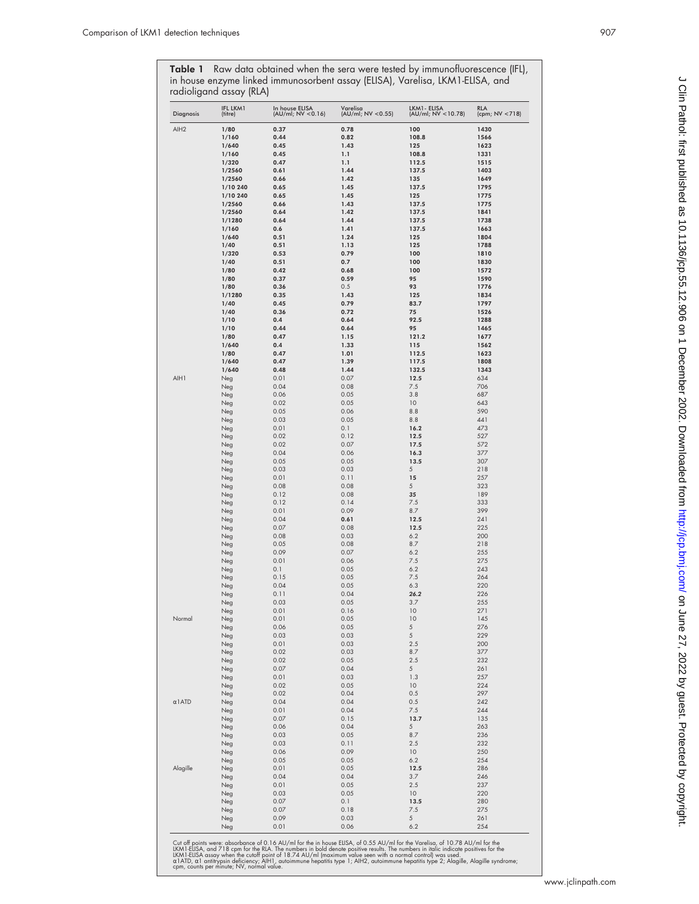**Table 1** Raw data obtained when the sera were tested by immunofluorescence (IFL), in house enzyme linked immunosorbent assay (ELISA), Varelisa, LKM1-ELISA, and radioligand assay (RLA)

| Diagnosis | IFL LKM1 (titre) | In house ELISA (AU/ml; NV <0.16) | Varelisa (AU/ml; NV <0.55) | LKM1- ELISA (AU/ml; NV <10.78) | RLA (cpm; NV <718) |
|---|---|---|---|---|---|
| AIH2 | **1/80** | **0.37** | **0.78** | **100** | **1430** |
| | **1/160** | **0.44** | **0.82** | **108.8** | **1566** |
| | **1/640** | **0.45** | **1.43** | **125** | **1623** |
| | **1/160** | **0.45** | **1.1** | **108.8** | **1331** |
| | **1/320** | **0.47** | **1.1** | **112.5** | **1515** |
| | **1/2560** | **0.61** | **1.44** | **137.5** | **1403** |
| | **1/2560** | **0.66** | **1.42** | **135** | **1649** |
| | **1/10 240** | **0.65** | **1.45** | **137.5** | **1795** |
| | **1/10 240** | **0.65** | **1.45** | **125** | **1775** |
| | **1/2560** | **0.66** | **1.43** | **137.5** | **1775** |
| | **1/2560** | **0.64** | **1.42** | **137.5** | **1841** |
| | **1/1280** | **0.64** | **1.44** | **137.5** | **1738** |
| | **1/160** | **0.6** | **1.41** | **137.5** | **1663** |
| | **1/640** | **0.51** | **1.24** | **125** | **1804** |
| | **1/40** | **0.51** | **1.13** | **125** | **1788** |
| | **1/320** | **0.53** | **0.79** | **100** | **1810** |
| | **1/40** | **0.51** | **0.7** | **100** | **1830** |
| | **1/80** | **0.42** | **0.68** | **100** | **1572** |
| | **1/80** | **0.37** | **0.59** | **95** | **1590** |
| | **1/80** | **0.36** | 0.5 | **93** | **1776** |
| | **1/1280** | **0.35** | **1.43** | **125** | **1834** |
| | **1/40** | **0.45** | **0.79** | **83.7** | **1797** |
| | **1/40** | **0.36** | **0.72** | **75** | **1526** |
| | **1/10** | **0.4** | **0.64** | **92.5** | **1288** |
| | **1/10** | **0.44** | **0.64** | **95** | **1465** |
| | **1/80** | **0.47** | **1.15** | **121.2** | **1677** |
| | **1/640** | **0.4** | **1.33** | **115** | **1562** |
| | **1/80** | **0.47** | **1.01** | **112.5** | **1623** |
| | **1/640** | **0.47** | **1.39** | **117.5** | **1808** |
| | **1/640** | **0.48** | **1.44** | **132.5** | **1343** |
| AIH1 | Neg | 0.01 | 0.07 | **12.5** | 634 |
| | Neg | 0.04 | 0.08 | 7.5 | 706 |
| | Neg | 0.06 | 0.05 | 3.8 | 687 |
| | Neg | 0.02 | 0.05 | 10 | 643 |
| | Neg | 0.05 | 0.06 | 8.8 | 590 |
| | Neg | 0.03 | 0.05 | 8.8 | 441 |
| | Neg | 0.01 | 0.1 | **16.2** | 473 |
| | Neg | 0.02 | 0.12 | **12.5** | 527 |
| | Neg | 0.02 | 0.07 | **17.5** | 572 |
| | Neg | 0.04 | 0.06 | **16.3** | 377 |
| | Neg | 0.05 | 0.05 | **13.5** | 307 |
| | Neg | 0.03 | 0.03 | 5 | 218 |
| | Neg | 0.01 | 0.11 | **15** | 257 |
| | Neg | 0.08 | 0.08 | 5 | 323 |
| | Neg | 0.12 | 0.08 | **35** | 189 |
| | Neg | 0.12 | 0.14 | 7.5 | 333 |
| | Neg | 0.01 | 0.09 | 8.7 | 399 |
| | Neg | 0.04 | **0.61** | **12.5** | 241 |
| | Neg | 0.07 | 0.08 | **12.5** | 225 |
| | Neg | 0.08 | 0.03 | 6.2 | 200 |
| | Neg | 0.05 | 0.08 | 8.7 | 218 |
| | Neg | 0.09 | 0.07 | 6.2 | 255 |
| | Neg | 0.01 | 0.06 | 7.5 | 275 |
| | Neg | 0.1 | 0.05 | 6.2 | 243 |
| | Neg | 0.15 | 0.05 | 7.5 | 264 |
| | Neg | 0.04 | 0.05 | 6.3 | 220 |
| | Neg | 0.11 | 0.04 | **26.2** | 226 |
| | Neg | 0.03 | 0.05 | 3.7 | 255 |
| | Neg | 0.01 | 0.16 | 10 | 271 |
| Normal | Neg | 0.01 | 0.05 | 10 | 145 |
| | Neg | 0.06 | 0.05 | 5 | 276 |
| | Neg | 0.03 | 0.03 | 5 | 229 |
| | Neg | 0.01 | 0.03 | 2.5 | 200 |
| | Neg | 0.02 | 0.03 | 8.7 | 377 |
| | Neg | 0.02 | 0.05 | 2.5 | 232 |
| | Neg | 0.07 | 0.04 | 5 | 261 |
| | Neg | 0.01 | 0.03 | 1.3 | 257 |
| | Neg | 0.02 | 0.05 | 10 | 224 |
| | Neg | 0.02 | 0.04 | 0.5 | 297 |
| α1ATD | Neg | 0.04 | 0.04 | 0.5 | 242 |
| | Neg | 0.01 | 0.04 | 7.5 | 244 |
| | Neg | 0.07 | 0.15 | **13.7** | 135 |
| | Neg | 0.06 | 0.04 | 5 | 263 |
| | Neg | 0.03 | 0.05 | 8.7 | 236 |
| | Neg | 0.03 | 0.11 | 2.5 | 232 |
| | Neg | 0.06 | 0.09 | 10 | 250 |
| | Neg | 0.05 | 0.05 | 6.2 | 254 |
| Alagille | Neg | 0.01 | 0.05 | **12.5** | 286 |
| | Neg | 0.04 | 0.04 | 3.7 | 246 |
| | Neg | 0.01 | 0.05 | 2.5 | 237 |
| | Neg | 0.03 | 0.05 | 10 | 220 |
| | Neg | 0.07 | 0.1 | **13.5** | 280 |
| | Neg | 0.07 | 0.18 | 7.5 | 275 |
| | Neg | 0.09 | 0.03 | 5 | 261 |
| | Neg | 0.01 | 0.06 | 6.2 | 254 |

Cut off points were: absorbance of 0.16 AU/ml for the in house ELISA, of 0.55 AU/ml for the Varelisa, of 10.78 AU/ml for the LKM1-ELISA, and 718 cpm for the RLA. The numbers in bold denote positive results. The numbers in italic indicate positives for the LKM1-ELISA assay when the cutoff point of 18.74 AU/ml (maximum value seen with a normal control) was used.
α1ATD, α1 antitrypsin deficiency; AIH1, autoimmune hepatitis type 1; AIH2, autoimmune hepatitis type 2; Alagille, Alagille syndrome; cpm, counts per minute; NV, normal value.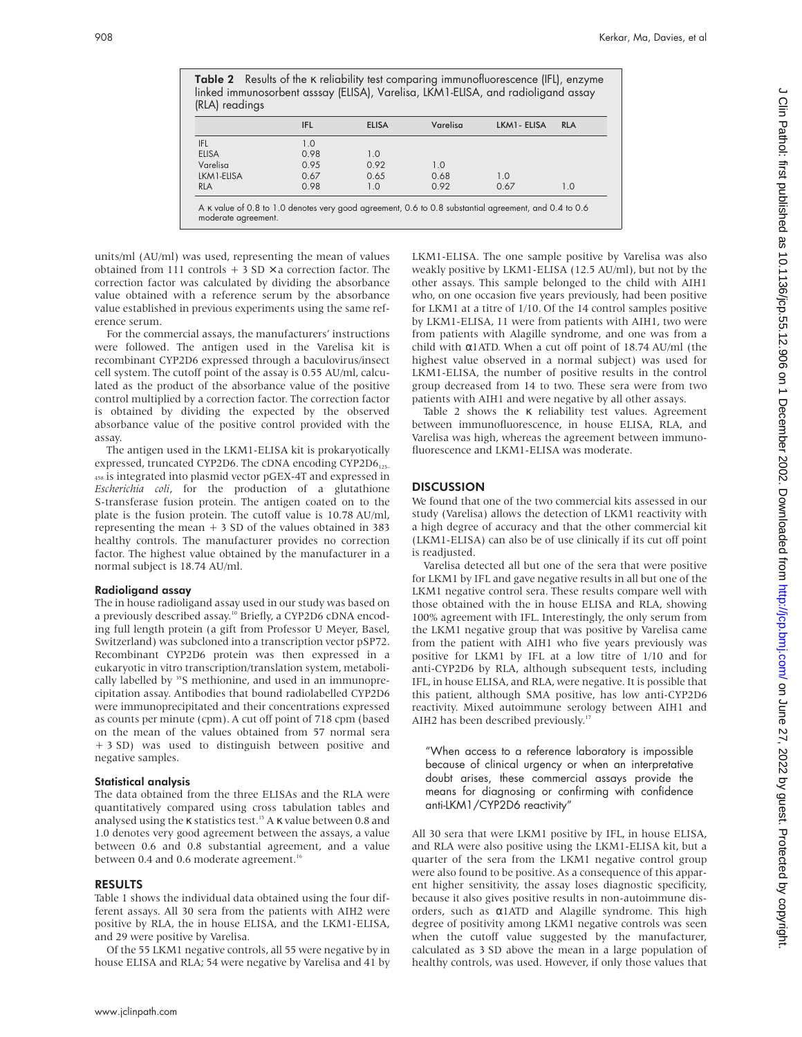**Table 2** Results of the κ reliability test comparing immunofluorescence (IFL), enzyme linked immunosorbent asssay (ELISA), Varelisa, LKM1-ELISA, and radioligand assay (RLA) readings

| | IFL | ELISA | Varelisa | LKM1- ELISA | RLA |
|---|---|---|---|---|---|
| IFL | 1.0 | | | | |
| ELISA | 0.98 | 1.0 | | | |
| Varelisa | 0.95 | 0.92 | 1.0 | | |
| LKM1-ELISA | 0.67 | 0.65 | 0.68 | 1.0 | |
| RLA | 0.98 | 1.0 | 0.92 | 0.67 | 1.0 |

A κ value of 0.8 to 1.0 denotes very good agreement, 0.6 to 0.8 substantial agreement, and 0.4 to 0.6 moderate agreement.

units/ml (AU/ml) was used, representing the mean of values obtained from 111 controls + 3 SD × a correction factor. The correction factor was calculated by dividing the absorbance value obtained with a reference serum by the absorbance value established in previous experiments using the same reference serum.

For the commercial assays, the manufacturers' instructions were followed. The antigen used in the Varelisa kit is recombinant CYP2D6 expressed through a baculovirus/insect cell system. The cutoff point of the assay is 0.55 AU/ml, calculated as the product of the absorbance value of the positive control multiplied by a correction factor. The correction factor is obtained by dividing the expected by the observed absorbance value of the positive control provided with the assay.

The antigen used in the LKM1-ELISA kit is prokaryotically expressed, truncated CYP2D6. The cDNA encoding $CYP2D6_{125-458}$ is integrated into plasmid vector pGEX-4T and expressed in *Escherichia coli*, for the production of a glutathione S-transferase fusion protein. The antigen coated on to the plate is the fusion protein. The cutoff value is 10.78 AU/ml, representing the mean + 3 SD of the values obtained in 383 healthy controls. The manufacturer provides no correction factor. The highest value obtained by the manufacturer in a normal subject is 18.74 AU/ml.

### Radioligand assay

The in house radioligand assay used in our study was based on a previously described assay.[10] Briefly, a CYP2D6 cDNA encoding full length protein (a gift from Professor U Meyer, Basel, Switzerland) was subcloned into a transcription vector pSP72. Recombinant CYP2D6 protein was then expressed in a eukaryotic in vitro transcription/translation system, metabolically labelled by $^{35}$S methionine, and used in an immunoprecipitation assay. Antibodies that bound radiolabelled CYP2D6 were immunoprecipitated and their concentrations expressed as counts per minute (cpm). A cut off point of 718 cpm (based on the mean of the values obtained from 57 normal sera + 3 SD) was used to distinguish between positive and negative samples.

### Statistical analysis

The data obtained from the three ELISAs and the RLA were quantitatively compared using cross tabulation tables and analysed using the κ statistics test.[15] A κ value between 0.8 and 1.0 denotes very good agreement between the assays, a value between 0.6 and 0.8 substantial agreement, and a value between 0.4 and 0.6 moderate agreement.[16]

## RESULTS

Table 1 shows the individual data obtained using the four different assays. All 30 sera from the patients with AIH2 were positive by RLA, the in house ELISA, and the LKM1-ELISA, and 29 were positive by Varelisa.

Of the 55 LKM1 negative controls, all 55 were negative by in house ELISA and RLA; 54 were negative by Varelisa and 41 by LKM1-ELISA. The one sample positive by Varelisa was also weakly positive by LKM1-ELISA (12.5 AU/ml), but not by the other assays. This sample belonged to the child with AIH1 who, on one occasion five years previously, had been positive for LKM1 at a titre of 1/10. Of the 14 control samples positive by LKM1-ELISA, 11 were from patients with AIH1, two were from patients with Alagille syndrome, and one was from a child with α1ATD. When a cut off point of 18.74 AU/ml (the highest value observed in a normal subject) was used for LKM1-ELISA, the number of positive results in the control group decreased from 14 to two. These sera were from two patients with AIH1 and were negative by all other assays.

Table 2 shows the κ reliability test values. Agreement between immunofluorescence, in house ELISA, RLA, and Varelisa was high, whereas the agreement between immunofluorescence and LKM1-ELISA was moderate.

## DISCUSSION

We found that one of the two commercial kits assessed in our study (Varelisa) allows the detection of LKM1 reactivity with a high degree of accuracy and that the other commercial kit (LKM1-ELISA) can also be of use clinically if its cut off point is readjusted.

Varelisa detected all but one of the sera that were positive for LKM1 by IFL and gave negative results in all but one of the LKM1 negative control sera. These results compare well with those obtained with the in house ELISA and RLA, showing 100% agreement with IFL. Interestingly, the only serum from the LKM1 negative group that was positive by Varelisa came from the patient with AIH1 who five years previously was positive for LKM1 by IFL at a low titre of 1/10 and for anti-CYP2D6 by RLA, although subsequent tests, including IFL, in house ELISA, and RLA, were negative. It is possible that this patient, although SMA positive, has low anti-CYP2D6 reactivity. Mixed autoimmune serology between AIH1 and AIH2 has been described previously.[17]

> "When access to a reference laboratory is impossible because of clinical urgency or when an interpretative doubt arises, these commercial assays provide the means for diagnosing or confirming with confidence anti-LKM1/CYP2D6 reactivity"

All 30 sera that were LKM1 positive by IFL, in house ELISA, and RLA were also positive using the LKM1-ELISA kit, but a quarter of the sera from the LKM1 negative control group were also found to be positive. As a consequence of this apparent higher sensitivity, the assay loses diagnostic specificity, because it also gives positive results in non-autoimmune disorders, such as α1ATD and Alagille syndrome. This high degree of positivity among LKM1 negative controls was seen when the cutoff value suggested by the manufacturer, calculated as 3 SD above the mean in a large population of healthy controls, was used. However, if only those values that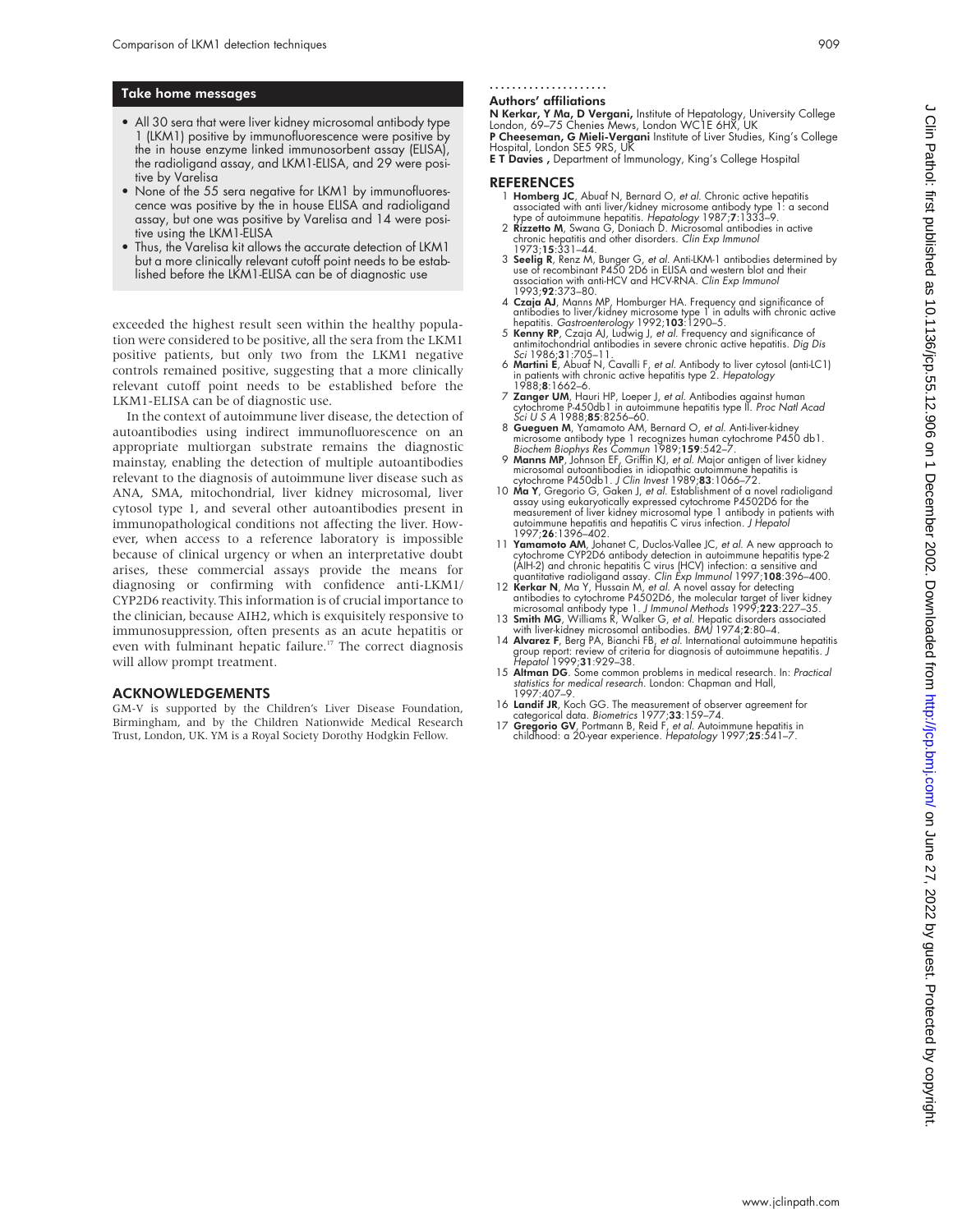## Take home messages

- All 30 sera that were liver kidney microsomal antibody type 1 (LKM1) positive by immunofluorescence were positive by the in house enzyme linked immunosorbent assay (ELISA), the radioligand assay, and LKM1-ELISA, and 29 were positive by Varelisa
- None of the 55 sera negative for LKM1 by immunofluorescence was positive by the in house ELISA and radioligand assay, but one was positive by Varelisa and 14 were positive using the LKM1-ELISA
- Thus, the Varelisa kit allows the accurate detection of LKM1 but a more clinically relevant cutoff point needs to be established before the LKM1-ELISA can be of diagnostic use

exceeded the highest result seen within the healthy population were considered to be positive, all the sera from the LKM1 positive patients, but only two from the LKM1 negative controls remained positive, suggesting that a more clinically relevant cutoff point needs to be established before the LKM1-ELISA can be of diagnostic use.

In the context of autoimmune liver disease, the detection of autoantibodies using indirect immunofluorescence on an appropriate multiorgan substrate remains the diagnostic mainstay, enabling the detection of multiple autoantibodies relevant to the diagnosis of autoimmune liver disease such as ANA, SMA, mitochondrial, liver kidney microsomal, liver cytosol type 1, and several other autoantibodies present in immunopathological conditions not affecting the liver. However, when access to a reference laboratory is impossible because of clinical urgency or when an interpretative doubt arises, these commercial assays provide the means for diagnosing or confirming with confidence anti-LKM1/CYP2D6 reactivity. This information is of crucial importance to the clinician, because AIH2, which is exquisitely responsive to immunosuppression, often presents as an acute hepatitis or even with fulminant hepatic failure.[17] The correct diagnosis will allow prompt treatment.

## ACKNOWLEDGEMENTS

GM-V is supported by the Children's Liver Disease Foundation, Birmingham, and by the Children Nationwide Medical Research Trust, London, UK. YM is a Royal Society Dorothy Hodgkin Fellow.

### Authors' affiliations

**N Kerkar, Y Ma, D Vergani,** Institute of Hepatology, University College London, 69–75 Chenies Mews, London WC1E 6HX, UK
**P Cheeseman, G Mieli-Vergani** Institute of Liver Studies, King's College Hospital, London SE5 9RS, UK
**E T Davies ,** Department of Immunology, King's College Hospital

## REFERENCES

1. **Homberg JC**, Abuaf N, Bernard O, *et al*. Chronic active hepatitis associated with anti liver/kidney microsome antibody type 1: a second type of autoimmune hepatitis. *Hepatology* 1987;**7**:1333–9.
2. **Rizzetto M**, Swana G, Doniach D. Microsomal antibodies in active chronic hepatitis and other disorders. *Clin Exp Immunol* 1973;**15**:331–44.
3. **Seelig R**, Renz M, Bunger G, *et al*. Anti-LKM-1 antibodies determined by use of recombinant P450 2D6 in ELISA and western blot and their association with anti-HCV and HCV-RNA. *Clin Exp Immunol* 1993;**92**:373–80.
4. **Czaja AJ**, Manns MP, Homburger HA. Frequency and significance of antibodies to liver/kidney microsome type 1 in adults with chronic active hepatitis. *Gastroenterology* 1992;**103**:1290–5.
5. **Kenny RP**, Czaja AJ, Ludwig J, *et al*. Frequency and significance of antimitochondrial antibodies in severe chronic active hepatitis. *Dig Dis Sci* 1986;**31**:705–11.
6. **Martini E**, Abuaf N, Cavalli F, *et al*. Antibody to liver cytosol (anti-LC1) in patients with chronic active hepatitis type 2. *Hepatology* 1988;**8**:1662–6.
7. **Zanger UM**, Hauri HP, Loeper J, *et al*. Antibodies against human cytochrome P-450db1 in autoimmune hepatitis type II. *Proc Natl Acad Sci U S A* 1988;**85**:8256–60.
8. **Gueguen M**, Yamamoto AM, Bernard O, *et al*. Anti-liver-kidney microsome antibody type 1 recognizes human cytochrome P450 db1. *Biochem Biophys Res Commun* 1989;**159**:542–7.
9. **Manns MP**, Johnson EF, Griffin KJ, *et al*. Major antigen of liver kidney microsomal autoantibodies in idiopathic autoimmune hepatitis is cytochrome P450db1. *J Clin Invest* 1989;**83**:1066–72.
10. **Ma Y**, Gregorio G, Gaken J, *et al*. Establishment of a novel radioligand assay using eukaryotically expressed cytochrome P4502D6 for the measurement of liver kidney microsomal type 1 antibody in patients with autoimmune hepatitis and hepatitis C virus infection. *J Hepatol* 1997;**26**:1396–402.
11. **Yamamoto AM**, Johanet C, Duclos-Vallee JC, *et al*. A new approach to cytochrome CYP2D6 antibody detection in autoimmune hepatitis type-2 (AIH-2) and chronic hepatitis C virus (HCV) infection: a sensitive and quantitative radioligand assay. *Clin Exp Immunol* 1997;**108**:396–400.
12. **Kerkar N**, Ma Y, Hussain M, *et al*. A novel assay for detecting antibodies to cytochrome P4502D6, the molecular target of liver kidney microsomal antibody type 1. *J Immunol Methods* 1999;**223**:227–35.
13. **Smith MG**, Williams R, Walker G, *et al*. Hepatic disorders associated with liver-kidney microsomal antibodies. *BMJ* 1974;**2**:80–4.
14. **Alvarez F**, Berg PA, Bianchi FB, *et al*. International autoimmune hepatitis group report: review of criteria for diagnosis of autoimmune hepatitis. *J Hepatol* 1999;**31**:929–38.
15. **Altman DG**. Some common problems in medical research. In: *Practical statistics for medical research*. London: Chapman and Hall, 1997:407–9.
16. **Landif JR**, Koch GG. The measurement of observer agreement for categorical data. *Biometrics* 1977;**33**:159–74.
17. **Gregorio GV**, Portmann B, Reid F, *et al*. Autoimmune hepatitis in childhood: a 20-year experience. *Hepatology* 1997;**25**:541–7.